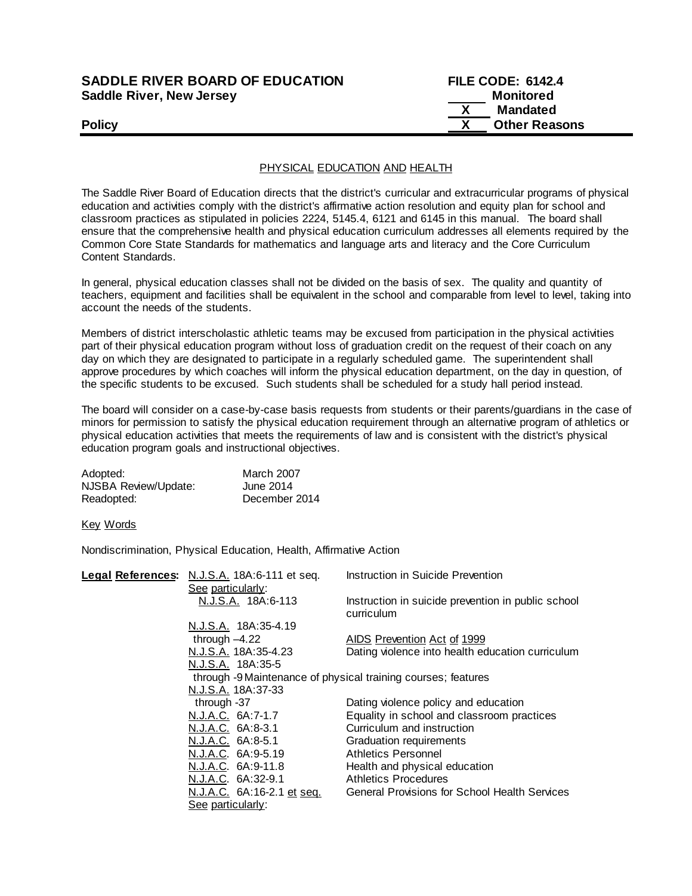**SADDLE RIVER BOARD OF EDUCATION** **FILE CODE: 6142.4**
**Saddle River, New Jersey**

| | |
|---|---|
| ____ | Monitored |
| X | Mandated |
| X | Other Reasons |

**Policy**

PHYSICAL EDUCATION AND HEALTH

The Saddle River Board of Education directs that the district's curricular and extracurricular programs of physical education and activities comply with the district's affirmative action resolution and equity plan for school and classroom practices as stipulated in policies 2224, 5145.4, 6121 and 6145 in this manual. The board shall ensure that the comprehensive health and physical education curriculum addresses all elements required by the Common Core State Standards for mathematics and language arts and literacy and the Core Curriculum Content Standards.

In general, physical education classes shall not be divided on the basis of sex. The quality and quantity of teachers, equipment and facilities shall be equivalent in the school and comparable from level to level, taking into account the needs of the students.

Members of district interscholastic athletic teams may be excused from participation in the physical activities part of their physical education program without loss of graduation credit on the request of their coach on any day on which they are designated to participate in a regularly scheduled game. The superintendent shall approve procedures by which coaches will inform the physical education department, on the day in question, of the specific students to be excused. Such students shall be scheduled for a study hall period instead.

The board will consider on a case-by-case basis requests from students or their parents/guardians in the case of minors for permission to satisfy the physical education requirement through an alternative program of athletics or physical education activities that meets the requirements of law and is consistent with the district's physical education program goals and instructional objectives.

| | |
|---|---|
| Adopted: | March 2007 |
| NJSBA Review/Update: | June 2014 |
| Readopted: | December 2014 |

Key Words

Nondiscrimination, Physical Education, Health, Affirmative Action

| **Legal References:** | | |
|---|---|---|
| | N.J.S.A. 18A:6-111 et seq. | Instruction in Suicide Prevention |
| | See particularly: | |
| | N.J.S.A. 18A:6-113 | Instruction in suicide prevention in public school curriculum |
| | N.J.S.A. 18A:35-4.19 through –4.22 | AIDS Prevention Act of 1999 |
| | N.J.S.A. 18A:35-4.23 | Dating violence into health education curriculum |
| | N.J.S.A. 18A:35-5 through -9 | Maintenance of physical training courses; features |
| | N.J.S.A. 18A:37-33 through -37 | Dating violence policy and education |
| | N.J.A.C. 6A:7-1.7 | Equality in school and classroom practices |
| | N.J.A.C. 6A:8-3.1 | Curriculum and instruction |
| | N.J.A.C. 6A:8-5.1 | Graduation requirements |
| | N.J.A.C. 6A:9-5.19 | Athletics Personnel |
| | N.J.A.C. 6A:9-11.8 | Health and physical education |
| | N.J.A.C. 6A:32-9.1 | Athletics Procedures |
| | N.J.A.C. 6A:16-2.1 et seq. | General Provisions for School Health Services |
| | See particularly: | |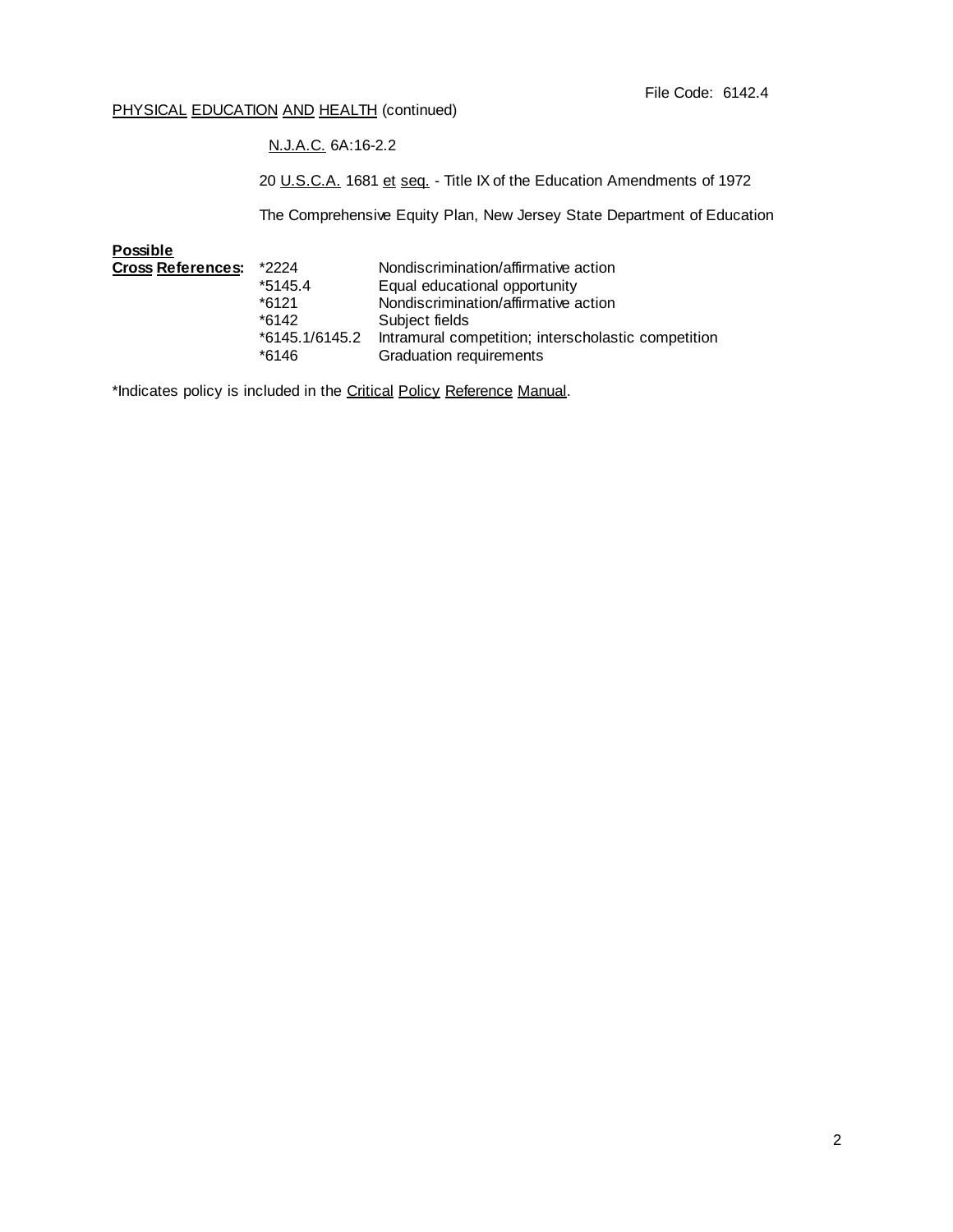PHYSICAL EDUCATION AND HEALTH (continued)

N.J.A.C. 6A:16-2.2

20 U.S.C.A. 1681 et seq. - Title IX of the Education Amendments of 1972

The Comprehensive Equity Plan, New Jersey State Department of Education

| | | |
|---|---|---|
| **Possible Cross References:** | *2224 | Nondiscrimination/affirmative action |
| | *5145.4 | Equal educational opportunity |
| | *6121 | Nondiscrimination/affirmative action |
| | *6142 | Subject fields |
| | *6145.1/6145.2 | Intramural competition; interscholastic competition |
| | *6146 | Graduation requirements |

*Indicates policy is included in the Critical Policy Reference Manual.